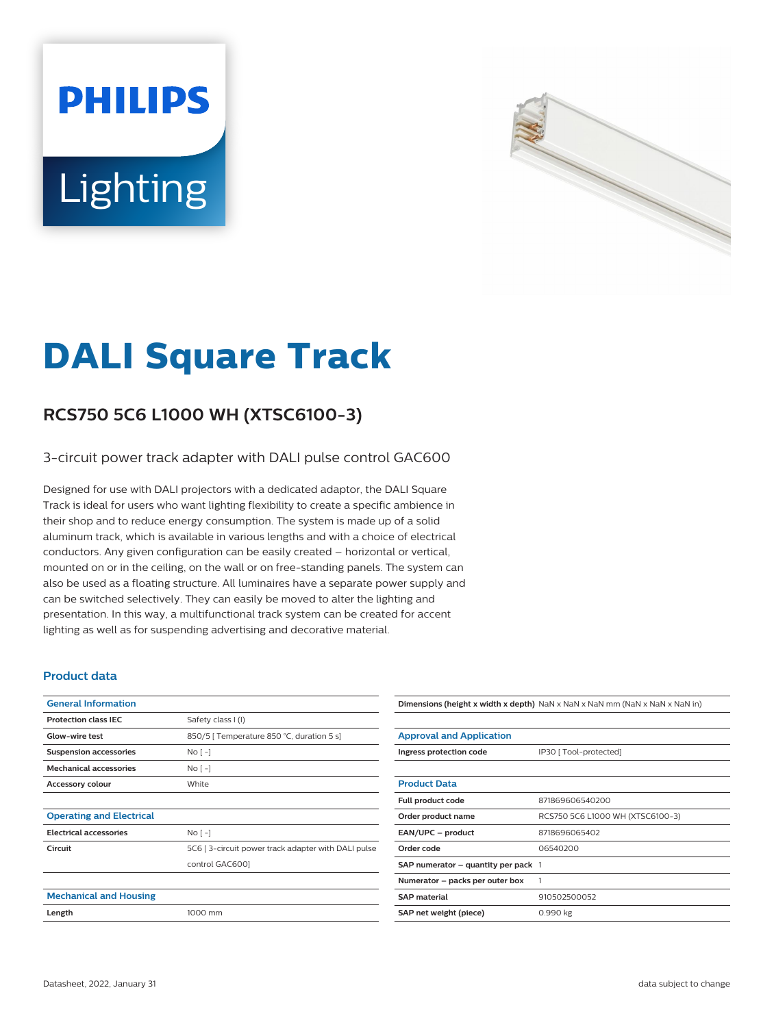PHILIPS

Lighting

# DALI Square Track

## RCS750 5C6 L1000 WH (XTSC6100-3)

3-circuit power track adapter with DALI pulse control GAC600

Designed for use with DALI projectors with a dedicated adaptor, the DALI Square Track is ideal for users who want lighting flexibility to create a specific ambience in their shop and to reduce energy consumption. The system is made up of a solid aluminum track, which is available in various lengths and with a choice of electrical conductors. Any given configuration can be easily created – horizontal or vertical, mounted on or in the ceiling, on the wall or on free-standing panels. The system can also be used as a floating structure. All luminaires have a separate power supply and can be switched selectively. They can easily be moved to alter the lighting and presentation. In this way, a multifunctional track system can be created for accent lighting as well as for suspending advertising and decorative material.

### Product data

| General Information | |
|---|---|
| Protection class IEC | Safety class I (I) |
| Glow-wire test | 850/5 [ Temperature 850 °C, duration 5 s] |
| Suspension accessories | No [ -] |
| Mechanical accessories | No [ -] |
| Accessory colour | White |

| Operating and Electrical | |
|---|---|
| Electrical accessories | No [ -] |
| Circuit | 5C6 [ 3-circuit power track adapter with DALI pulse control GAC600] |

| Mechanical and Housing | |
|---|---|
| Length | 1000 mm |
| Dimensions (height x width x depth) | NaN x NaN x NaN mm (NaN x NaN x NaN in) |

| Approval and Application | |
|---|---|
| Ingress protection code | IP30 [ Tool-protected] |

| Product Data | |
|---|---|
| Full product code | 871869606540200 |
| Order product name | RCS750 5C6 L1000 WH (XTSC6100-3) |
| EAN/UPC – product | 8718696065402 |
| Order code | 06540200 |
| SAP numerator – quantity per pack | 1 |
| Numerator – packs per outer box | 1 |
| SAP material | 910502500052 |
| SAP net weight (piece) | 0.990 kg |

Datasheet, 2022, January 31 data subject to change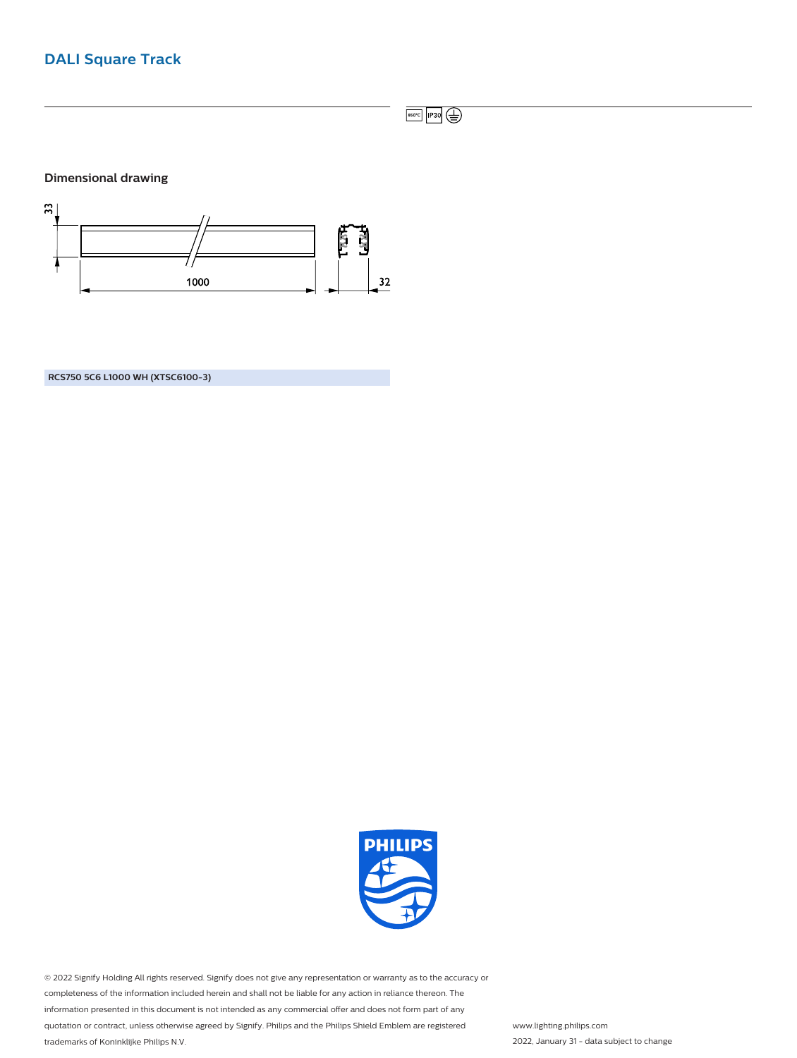# DALI Square Track

## Dimensional drawing

33

1000

32

**RCS750 5C6 L1000 WH (XTSC6100-3)**

© 2022 Signify Holding All rights reserved. Signify does not give any representation or warranty as to the accuracy or completeness of the information included herein and shall not be liable for any action in reliance thereon. The information presented in this document is not intended as any commercial offer and does not form part of any quotation or contract, unless otherwise agreed by Signify. Philips and the Philips Shield Emblem are registered trademarks of Koninklijke Philips N.V.

www.lighting.philips.com

2022, January 31 - data subject to change